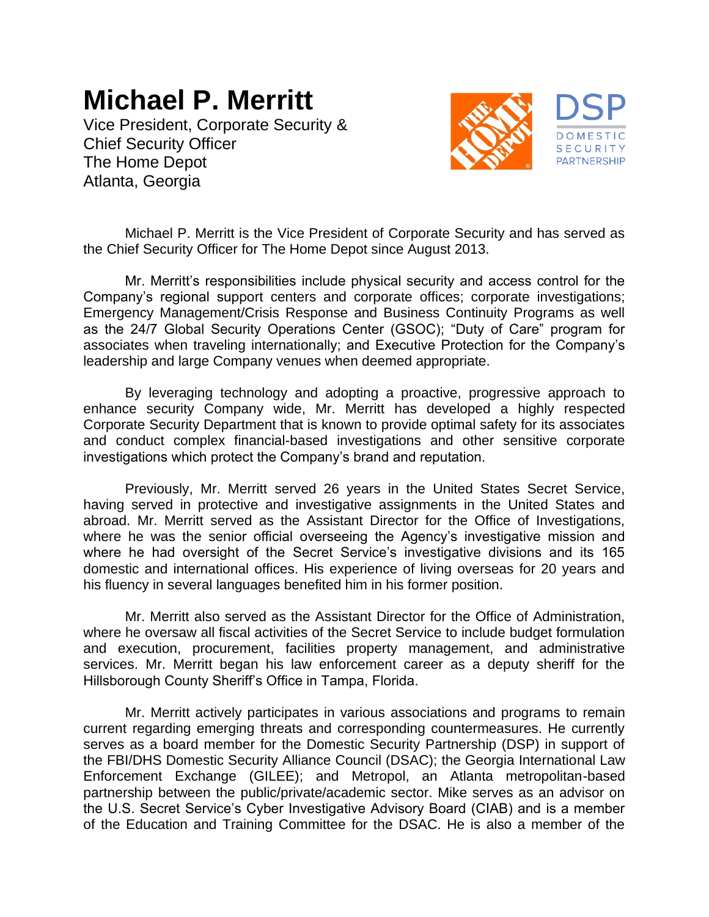# Michael P. Merritt

Vice President, Corporate Security & Chief Security Officer
The Home Depot
Atlanta, Georgia

Michael P. Merritt is the Vice President of Corporate Security and has served as the Chief Security Officer for The Home Depot since August 2013.

Mr. Merritt's responsibilities include physical security and access control for the Company's regional support centers and corporate offices; corporate investigations; Emergency Management/Crisis Response and Business Continuity Programs as well as the 24/7 Global Security Operations Center (GSOC); "Duty of Care" program for associates when traveling internationally; and Executive Protection for the Company's leadership and large Company venues when deemed appropriate.

By leveraging technology and adopting a proactive, progressive approach to enhance security Company wide, Mr. Merritt has developed a highly respected Corporate Security Department that is known to provide optimal safety for its associates and conduct complex financial-based investigations and other sensitive corporate investigations which protect the Company's brand and reputation.

Previously, Mr. Merritt served 26 years in the United States Secret Service, having served in protective and investigative assignments in the United States and abroad. Mr. Merritt served as the Assistant Director for the Office of Investigations, where he was the senior official overseeing the Agency's investigative mission and where he had oversight of the Secret Service's investigative divisions and its 165 domestic and international offices. His experience of living overseas for 20 years and his fluency in several languages benefited him in his former position.

Mr. Merritt also served as the Assistant Director for the Office of Administration, where he oversaw all fiscal activities of the Secret Service to include budget formulation and execution, procurement, facilities property management, and administrative services. Mr. Merritt began his law enforcement career as a deputy sheriff for the Hillsborough County Sheriff's Office in Tampa, Florida.

Mr. Merritt actively participates in various associations and programs to remain current regarding emerging threats and corresponding countermeasures. He currently serves as a board member for the Domestic Security Partnership (DSP) in support of the FBI/DHS Domestic Security Alliance Council (DSAC); the Georgia International Law Enforcement Exchange (GILEE); and Metropol, an Atlanta metropolitan-based partnership between the public/private/academic sector. Mike serves as an advisor on the U.S. Secret Service's Cyber Investigative Advisory Board (CIAB) and is a member of the Education and Training Committee for the DSAC. He is also a member of the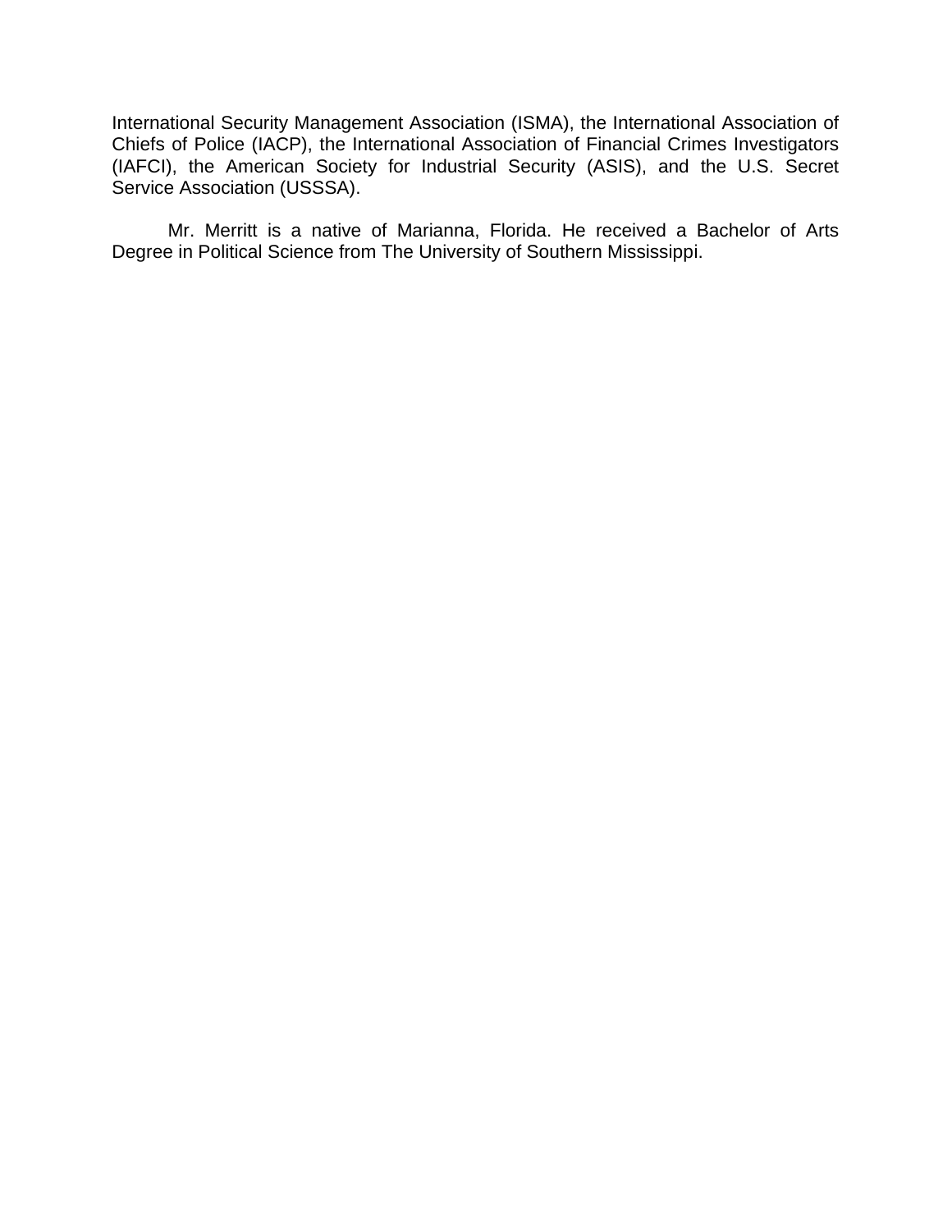International Security Management Association (ISMA), the International Association of Chiefs of Police (IACP), the International Association of Financial Crimes Investigators (IAFCI), the American Society for Industrial Security (ASIS), and the U.S. Secret Service Association (USSSA).

Mr. Merritt is a native of Marianna, Florida. He received a Bachelor of Arts Degree in Political Science from The University of Southern Mississippi.